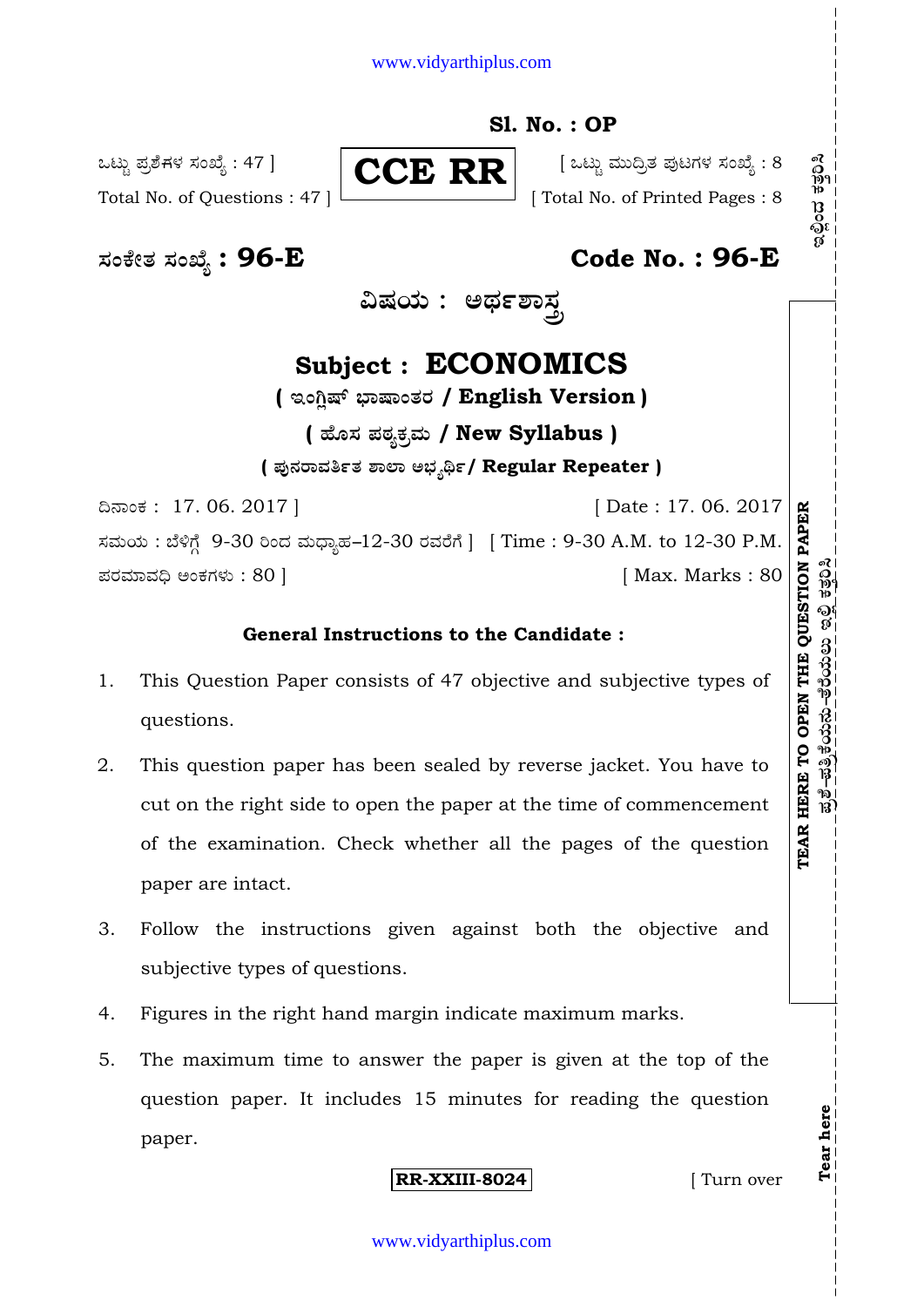**Sl. No. : OP**

ಒಟ್ಟು ಪ್ರಶ್ನೆಗಳ ಸಂಖ್ಯೆ : 47 ]
Total No. of Questions : 47 ]

**CCE RR**

[ ಒಟ್ಟು ಮುದ್ರಿತ ಪುಟಗಳ ಸಂಖ್ಯೆ : 8
[ Total No. of Printed Pages : 8

**ಸಂಕೇತ ಸಂಖ್ಯೆ : 96-E** **Code No. : 96-E**

**ವಿಷಯ : ಅರ್ಥಶಾಸ್ತ್ರ**

## Subject : ECONOMICS

**( ಇಂಗ್ಲಿಷ್ ಭಾಷಾಂತರ / English Version )**

**( ಹೊಸ ಪಠ್ಯಕ್ರಮ / New Syllabus )**

**( ಪುನರಾವರ್ತಿತ ಶಾಲಾ ಅಭ್ಯರ್ಥಿ / Regular Repeater )**

ದಿನಾಂಕ : 17. 06. 2017 ] [ Date : 17. 06. 2017

ಸಮಯ : ಬೆಳಿಗ್ಗೆ 9-30 ರಿಂದ ಮಧ್ಯಾಹ್ನ-12-30 ರವರೆಗೆ ] [ Time : 9-30 A.M. to 12-30 P.M.

ಪರಮಾವಧಿ ಅಂಕಗಳು : 80 ] [ Max. Marks : 80

**General Instructions to the Candidate :**

1. This Question Paper consists of 47 objective and subjective types of questions.
2. This question paper has been sealed by reverse jacket. You have to cut on the right side to open the paper at the time of commencement of the examination. Check whether all the pages of the question paper are intact.
3. Follow the instructions given against both the objective and subjective types of questions.
4. Figures in the right hand margin indicate maximum marks.
5. The maximum time to answer the paper is given at the top of the question paper. It includes 15 minutes for reading the question paper.

**RR-XXIII-8024** [ Turn over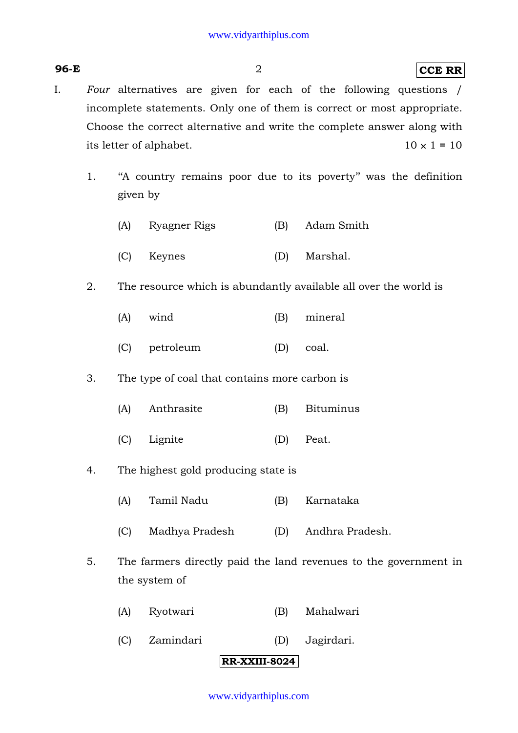I. *Four* alternatives are given for each of the following questions / incomplete statements. Only one of them is correct or most appropriate. Choose the correct alternative and write the complete answer along with its letter of alphabet. $10 \times 1 = 10$

1. "A country remains poor due to its poverty" was the definition given by

   (A) Ryagner Rigs (B) Adam Smith

   (C) Keynes (D) Marshal.

2. The resource which is abundantly available all over the world is

   (A) wind (B) mineral

   (C) petroleum (D) coal.

3. The type of coal that contains more carbon is

   (A) Anthrasite (B) Bituminus

   (C) Lignite (D) Peat.

4. The highest gold producing state is

   (A) Tamil Nadu (B) Karnataka

   (C) Madhya Pradesh (D) Andhra Pradesh.

5. The farmers directly paid the land revenues to the government in the system of

   (A) Ryotwari (B) Mahalwari

   (C) Zamindari (D) Jagirdari.

**RR-XXIII-8024**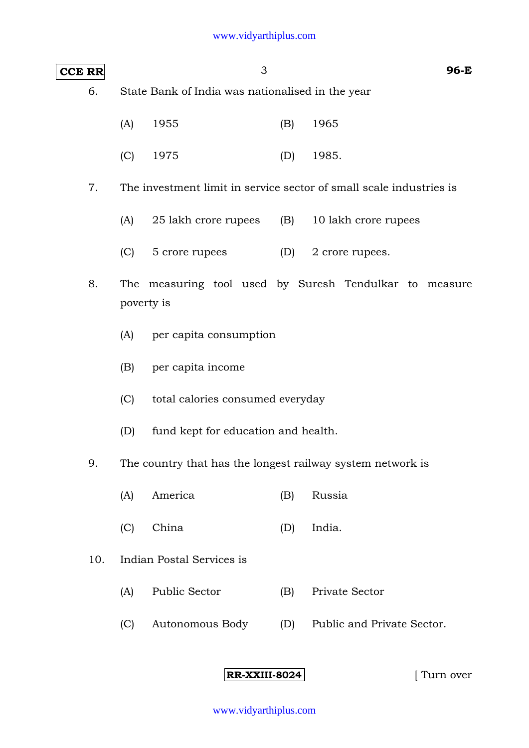6. State Bank of India was nationalised in the year

   (A) 1955 (B) 1965

   (C) 1975 (D) 1985.

7. The investment limit in service sector of small scale industries is

   (A) 25 lakh crore rupees (B) 10 lakh crore rupees

   (C) 5 crore rupees (D) 2 crore rupees.

8. The measuring tool used by Suresh Tendulkar to measure poverty is

   (A) per capita consumption

   (B) per capita income

   (C) total calories consumed everyday

   (D) fund kept for education and health.

9. The country that has the longest railway system network is

   (A) America (B) Russia

   (C) China (D) India.

10. Indian Postal Services is

    (A) Public Sector (B) Private Sector

    (C) Autonomous Body (D) Public and Private Sector.

[ Turn over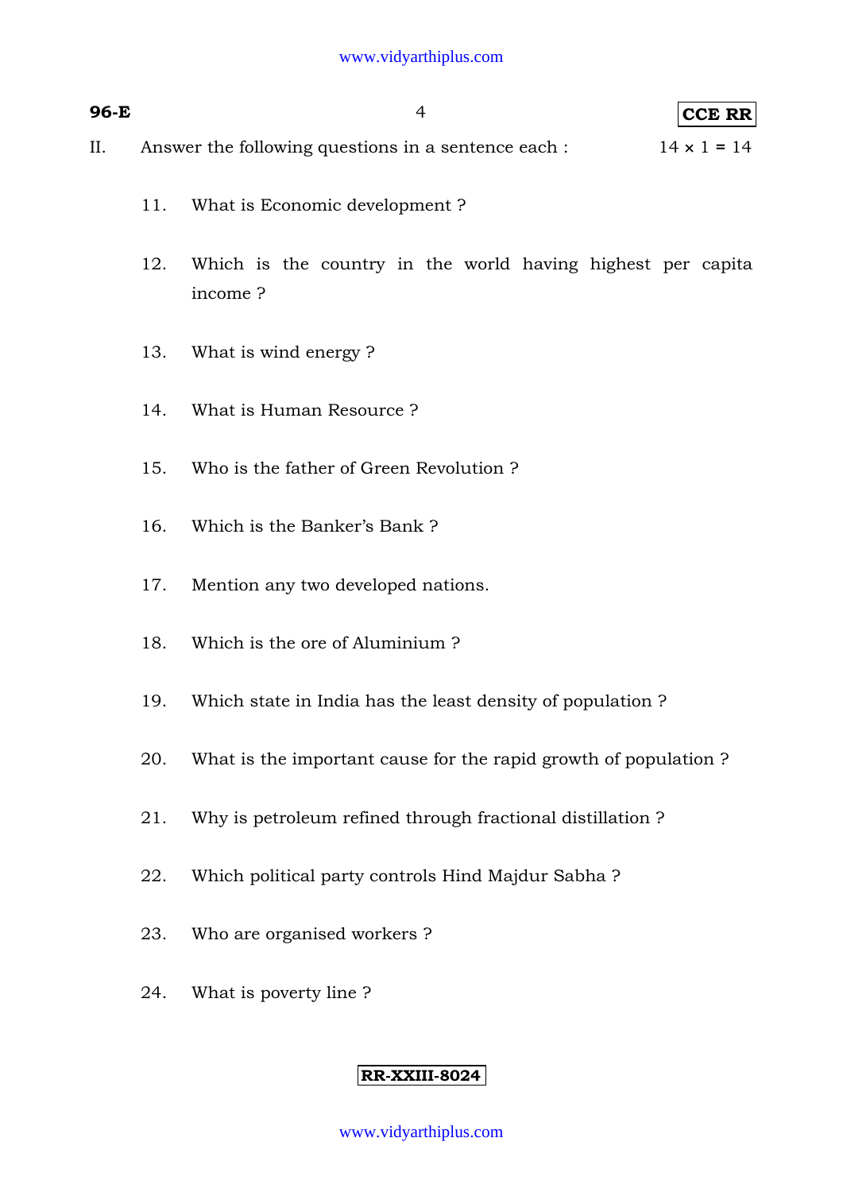II. Answer the following questions in a sentence each : 14 × 1 = 14

11. What is Economic development ?

12. Which is the country in the world having highest per capita income ?

13. What is wind energy ?

14. What is Human Resource ?

15. Who is the father of Green Revolution ?

16. Which is the Banker's Bank ?

17. Mention any two developed nations.

18. Which is the ore of Aluminium ?

19. Which state in India has the least density of population ?

20. What is the important cause for the rapid growth of population ?

21. Why is petroleum refined through fractional distillation ?

22. Which political party controls Hind Majdur Sabha ?

23. Who are organised workers ?

24. What is poverty line ?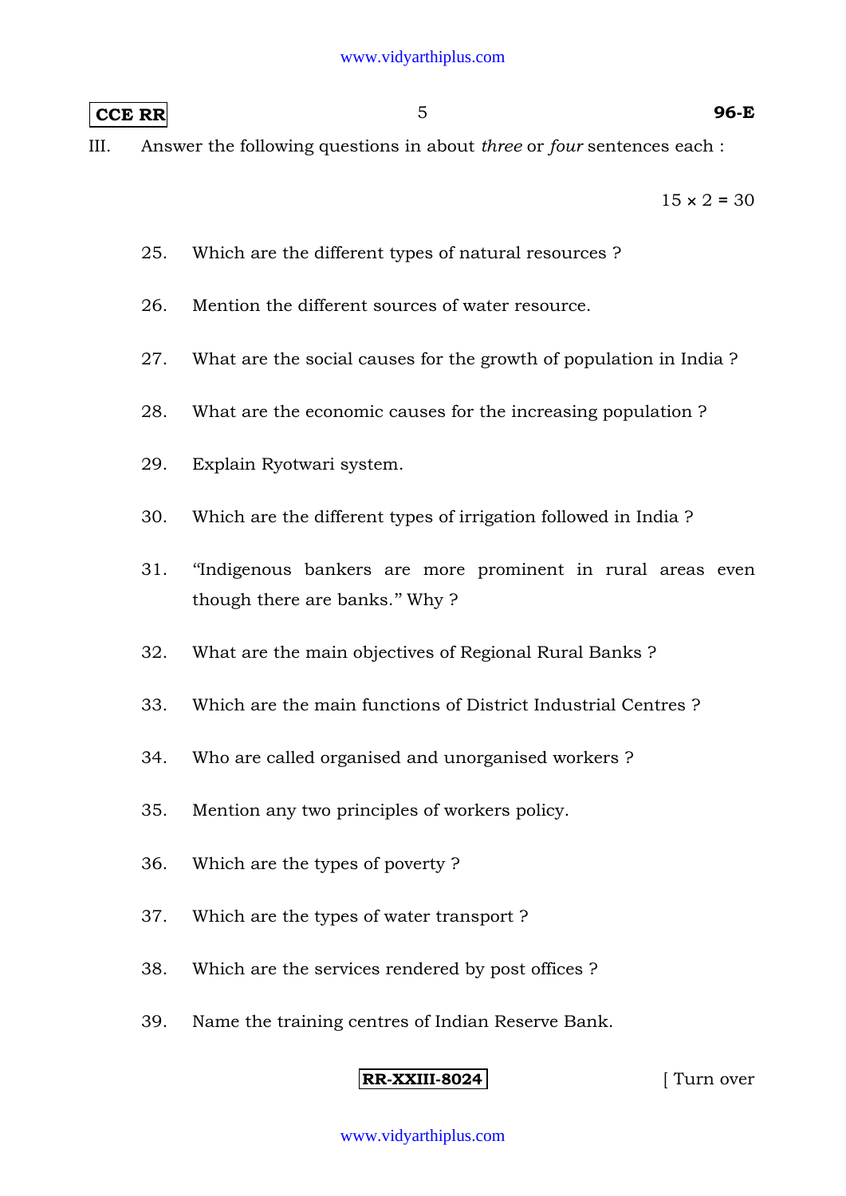III. Answer the following questions in about *three* or *four* sentences each :

15 × 2 = 30

25. Which are the different types of natural resources ?

26. Mention the different sources of water resource.

27. What are the social causes for the growth of population in India ?

28. What are the economic causes for the increasing population ?

29. Explain Ryotwari system.

30. Which are the different types of irrigation followed in India ?

31. "Indigenous bankers are more prominent in rural areas even though there are banks." Why ?

32. What are the main objectives of Regional Rural Banks ?

33. Which are the main functions of District Industrial Centres ?

34. Who are called organised and unorganised workers ?

35. Mention any two principles of workers policy.

36. Which are the types of poverty ?

37. Which are the types of water transport ?

38. Which are the services rendered by post offices ?

39. Name the training centres of Indian Reserve Bank.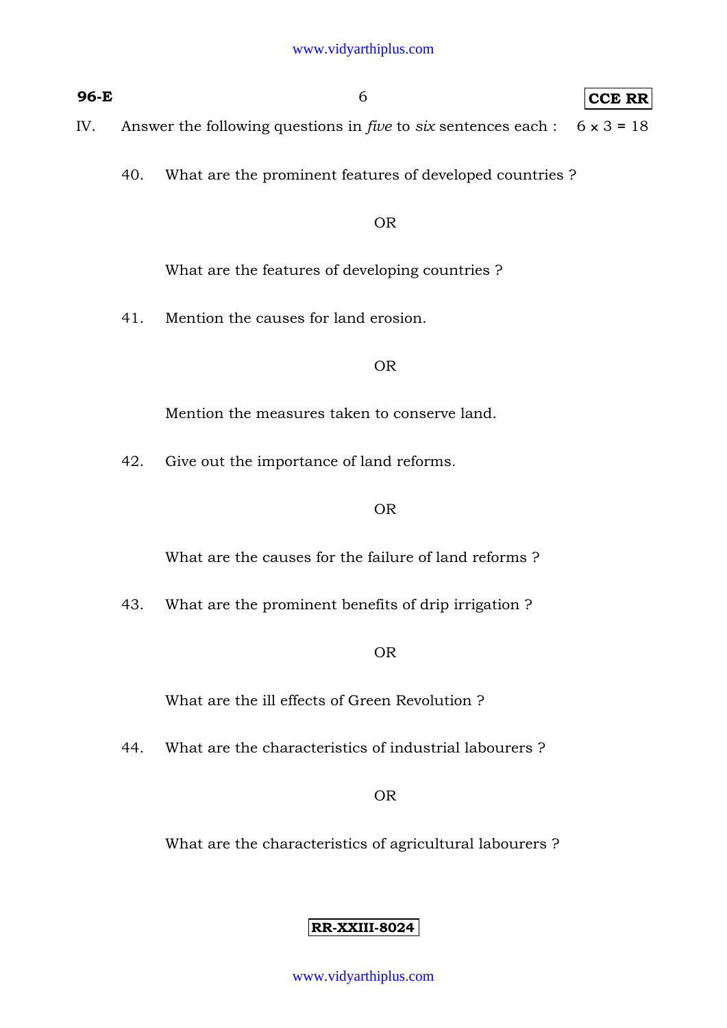IV. Answer the following questions in *five* to *six* sentences each : $6 \times 3 = 18$

40. What are the prominent features of developed countries ?

OR

What are the features of developing countries ?

41. Mention the causes for land erosion.

OR

Mention the measures taken to conserve land.

42. Give out the importance of land reforms.

OR

What are the causes for the failure of land reforms ?

43. What are the prominent benefits of drip irrigation ?

OR

What are the ill effects of Green Revolution ?

44. What are the characteristics of industrial labourers ?

OR

What are the characteristics of agricultural labourers ?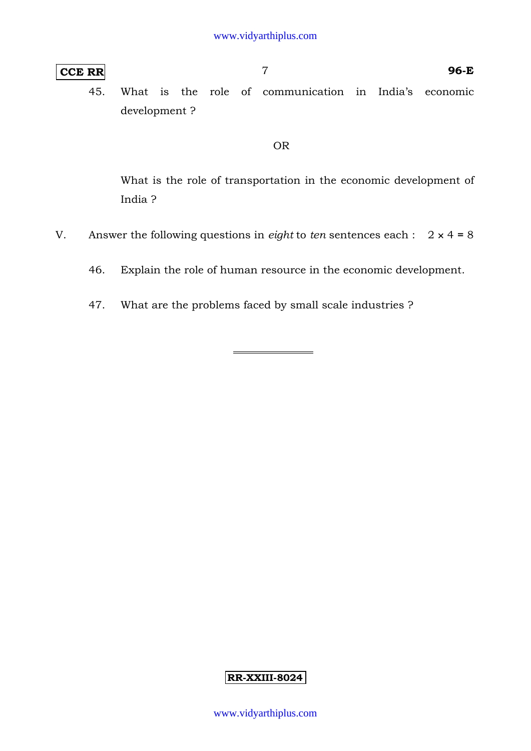45. What is the role of communication in India's economic development ?

OR

What is the role of transportation in the economic development of India ?

V. Answer the following questions in *eight* to *ten* sentences each : $2 \times 4 = 8$

46. Explain the role of human resource in the economic development.

47. What are the problems faced by small scale industries ?